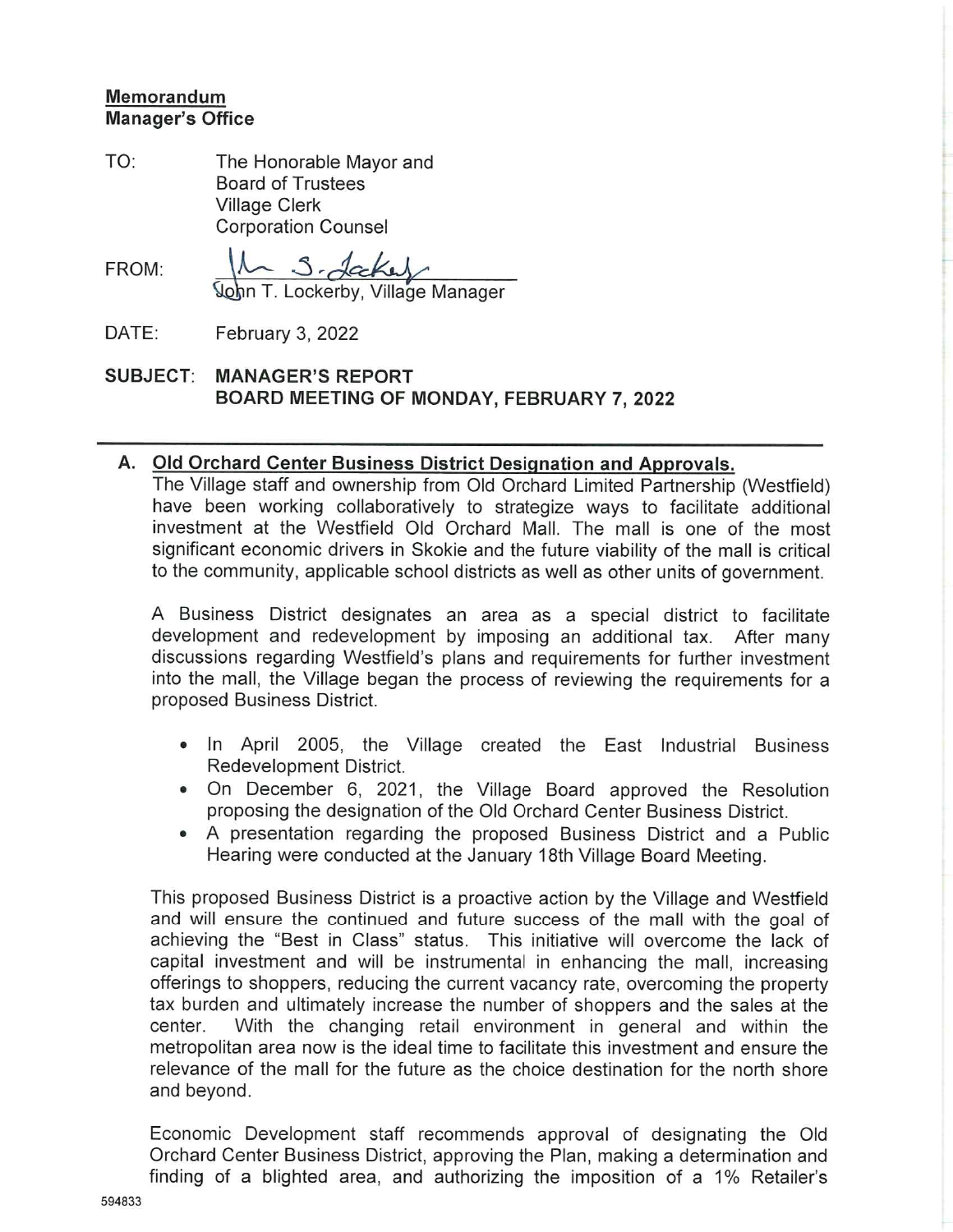**Memorandum**
**Manager's Office**

TO: The Honorable Mayor and
Board of Trustees
Village Clerk
Corporation Counsel

FROM: John T. Lockerby, Village Manager

DATE: February 3, 2022

**SUBJECT: MANAGER'S REPORT**
**BOARD MEETING OF MONDAY, FEBRUARY 7, 2022**

---

**A. Old Orchard Center Business District Designation and Approvals.**

The Village staff and ownership from Old Orchard Limited Partnership (Westfield) have been working collaboratively to strategize ways to facilitate additional investment at the Westfield Old Orchard Mall. The mall is one of the most significant economic drivers in Skokie and the future viability of the mall is critical to the community, applicable school districts as well as other units of government.

A Business District designates an area as a special district to facilitate development and redevelopment by imposing an additional tax. After many discussions regarding Westfield's plans and requirements for further investment into the mall, the Village began the process of reviewing the requirements for a proposed Business District.

- In April 2005, the Village created the East Industrial Business Redevelopment District.
- On December 6, 2021, the Village Board approved the Resolution proposing the designation of the Old Orchard Center Business District.
- A presentation regarding the proposed Business District and a Public Hearing were conducted at the January 18th Village Board Meeting.

This proposed Business District is a proactive action by the Village and Westfield and will ensure the continued and future success of the mall with the goal of achieving the "Best in Class" status. This initiative will overcome the lack of capital investment and will be instrumental in enhancing the mall, increasing offerings to shoppers, reducing the current vacancy rate, overcoming the property tax burden and ultimately increase the number of shoppers and the sales at the center. With the changing retail environment in general and within the metropolitan area now is the ideal time to facilitate this investment and ensure the relevance of the mall for the future as the choice destination for the north shore and beyond.

Economic Development staff recommends approval of designating the Old Orchard Center Business District, approving the Plan, making a determination and finding of a blighted area, and authorizing the imposition of a 1% Retailer's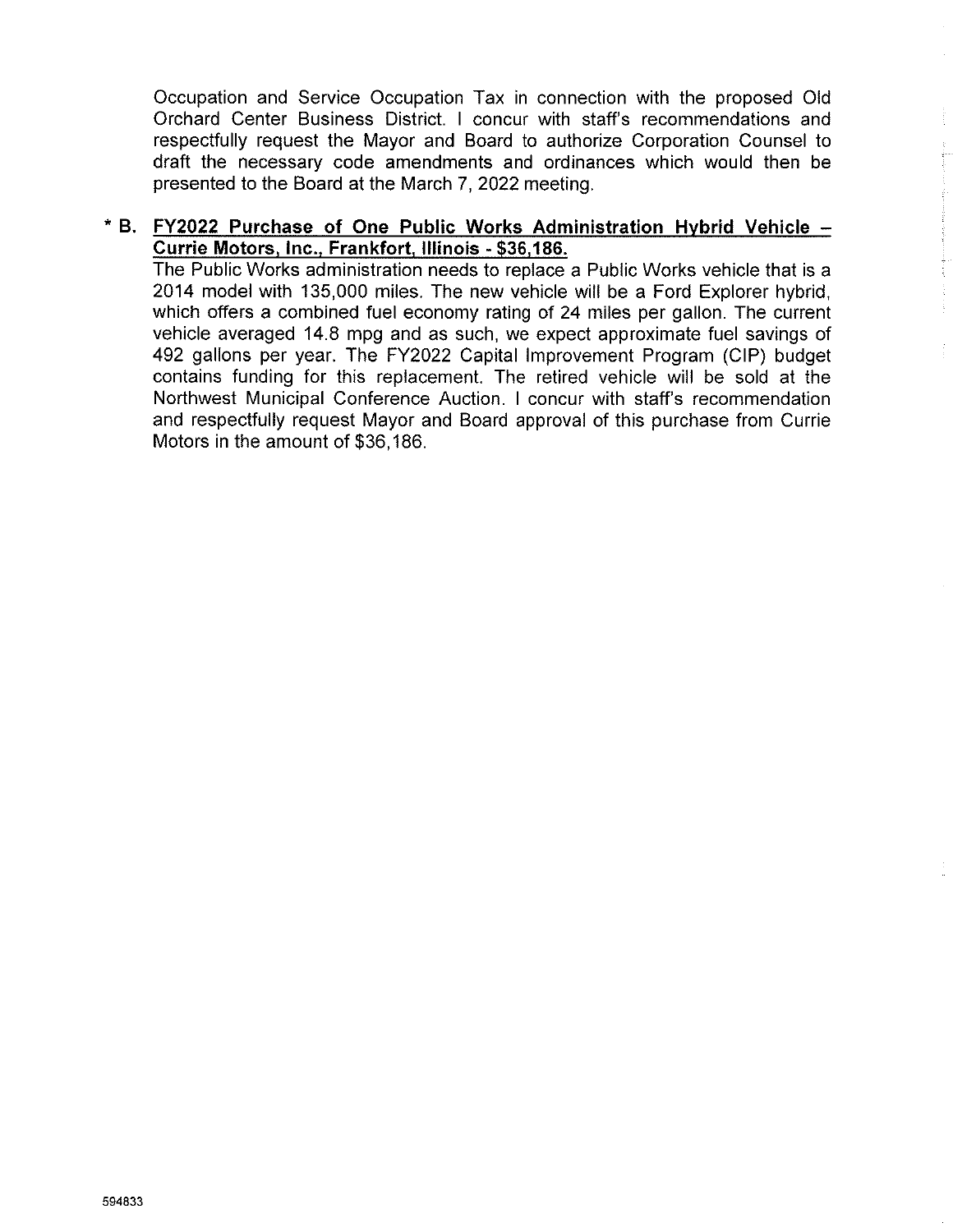Occupation and Service Occupation Tax in connection with the proposed Old Orchard Center Business District. I concur with staff's recommendations and respectfully request the Mayor and Board to authorize Corporation Counsel to draft the necessary code amendments and ordinances which would then be presented to the Board at the March 7, 2022 meeting.

**\* B. FY2022 Purchase of One Public Works Administration Hybrid Vehicle – Currie Motors, Inc., Frankfort, Illinois - $36,186.**

The Public Works administration needs to replace a Public Works vehicle that is a 2014 model with 135,000 miles. The new vehicle will be a Ford Explorer hybrid, which offers a combined fuel economy rating of 24 miles per gallon. The current vehicle averaged 14.8 mpg and as such, we expect approximate fuel savings of 492 gallons per year. The FY2022 Capital Improvement Program (CIP) budget contains funding for this replacement. The retired vehicle will be sold at the Northwest Municipal Conference Auction. I concur with staff's recommendation and respectfully request Mayor and Board approval of this purchase from Currie Motors in the amount of $36,186.

594833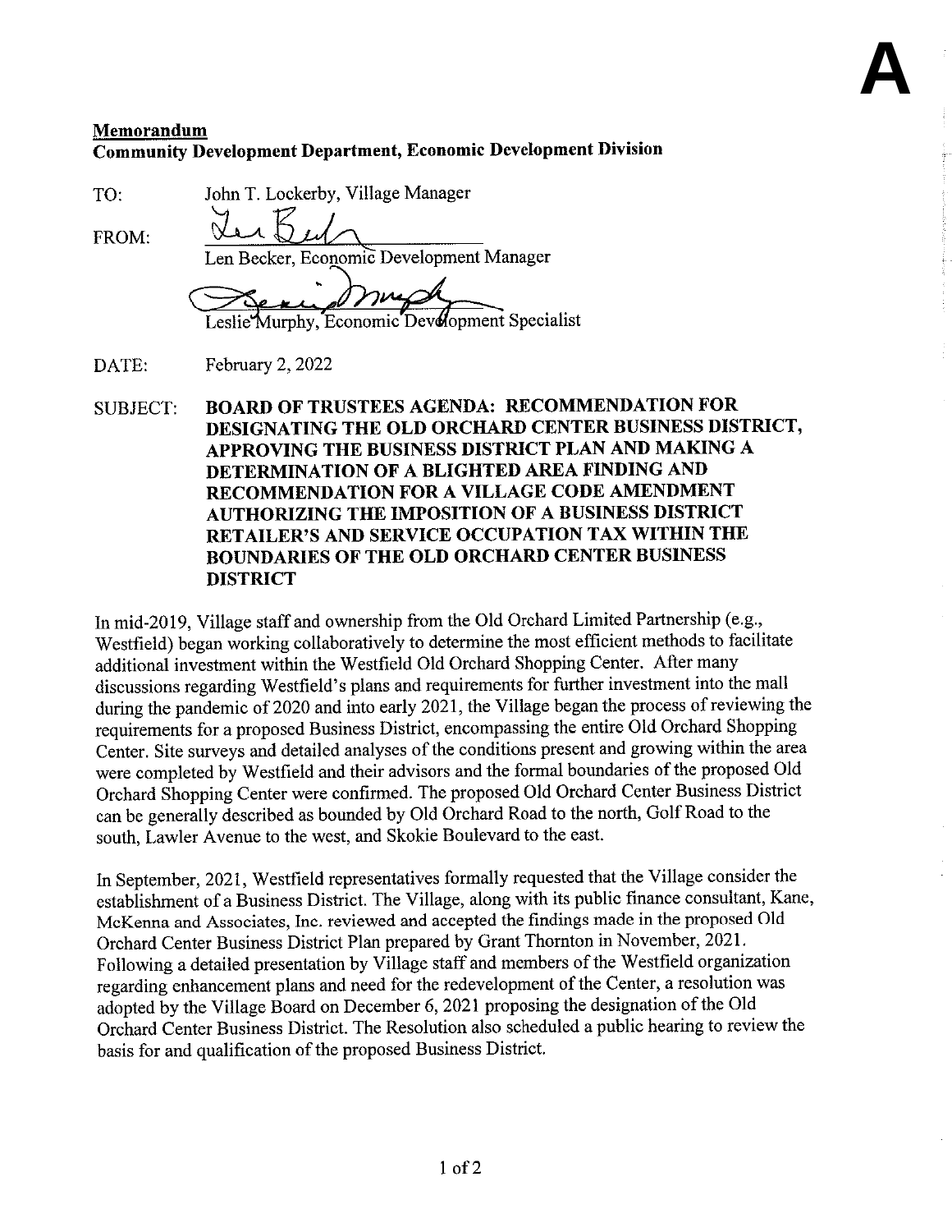A

**Memorandum**
**Community Development Department, Economic Development Division**

TO: John T. Lockerby, Village Manager

FROM: Len Becker, Economic Development Manager

Leslie Murphy, Economic Development Specialist

DATE: February 2, 2022

SUBJECT: **BOARD OF TRUSTEES AGENDA: RECOMMENDATION FOR DESIGNATING THE OLD ORCHARD CENTER BUSINESS DISTRICT, APPROVING THE BUSINESS DISTRICT PLAN AND MAKING A DETERMINATION OF A BLIGHTED AREA FINDING AND RECOMMENDATION FOR A VILLAGE CODE AMENDMENT AUTHORIZING THE IMPOSITION OF A BUSINESS DISTRICT RETAILER'S AND SERVICE OCCUPATION TAX WITHIN THE BOUNDARIES OF THE OLD ORCHARD CENTER BUSINESS DISTRICT**

In mid-2019, Village staff and ownership from the Old Orchard Limited Partnership (e.g., Westfield) began working collaboratively to determine the most efficient methods to facilitate additional investment within the Westfield Old Orchard Shopping Center. After many discussions regarding Westfield's plans and requirements for further investment into the mall during the pandemic of 2020 and into early 2021, the Village began the process of reviewing the requirements for a proposed Business District, encompassing the entire Old Orchard Shopping Center. Site surveys and detailed analyses of the conditions present and growing within the area were completed by Westfield and their advisors and the formal boundaries of the proposed Old Orchard Shopping Center were confirmed. The proposed Old Orchard Center Business District can be generally described as bounded by Old Orchard Road to the north, Golf Road to the south, Lawler Avenue to the west, and Skokie Boulevard to the east.

In September, 2021, Westfield representatives formally requested that the Village consider the establishment of a Business District. The Village, along with its public finance consultant, Kane, McKenna and Associates, Inc. reviewed and accepted the findings made in the proposed Old Orchard Center Business District Plan prepared by Grant Thornton in November, 2021. Following a detailed presentation by Village staff and members of the Westfield organization regarding enhancement plans and need for the redevelopment of the Center, a resolution was adopted by the Village Board on December 6, 2021 proposing the designation of the Old Orchard Center Business District. The Resolution also scheduled a public hearing to review the basis for and qualification of the proposed Business District.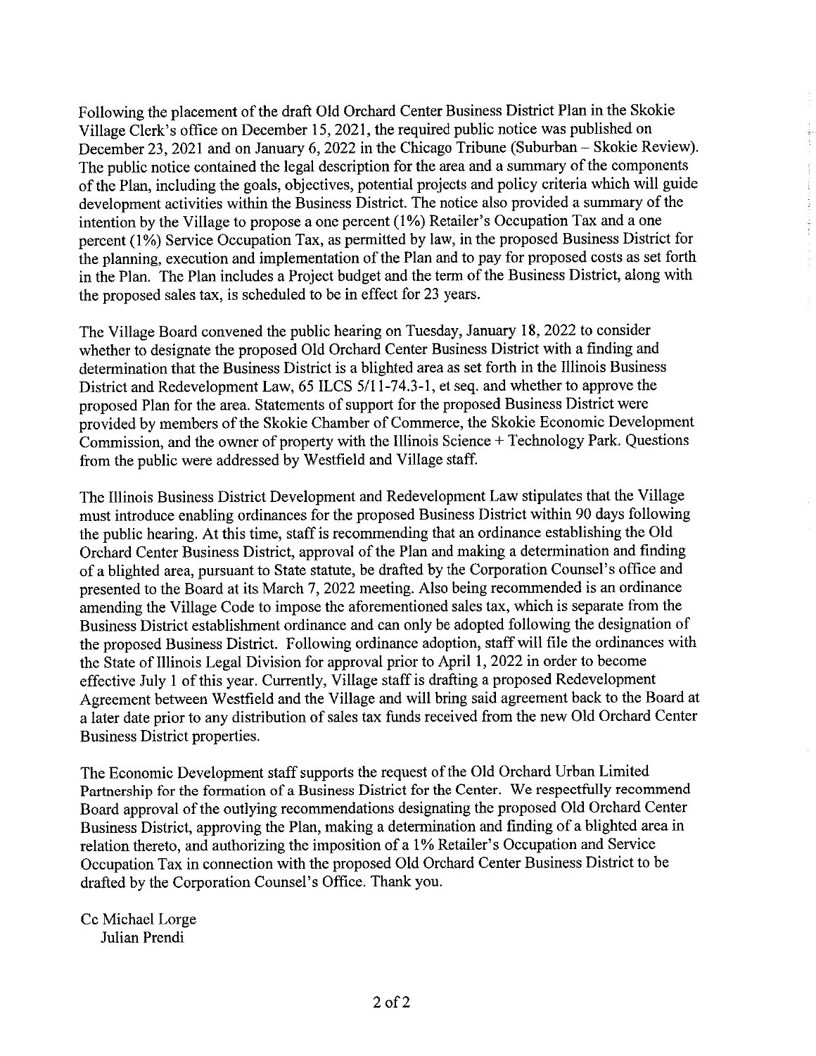Following the placement of the draft Old Orchard Center Business District Plan in the Skokie Village Clerk's office on December 15, 2021, the required public notice was published on December 23, 2021 and on January 6, 2022 in the Chicago Tribune (Suburban – Skokie Review). The public notice contained the legal description for the area and a summary of the components of the Plan, including the goals, objectives, potential projects and policy criteria which will guide development activities within the Business District. The notice also provided a summary of the intention by the Village to propose a one percent (1%) Retailer's Occupation Tax and a one percent (1%) Service Occupation Tax, as permitted by law, in the proposed Business District for the planning, execution and implementation of the Plan and to pay for proposed costs as set forth in the Plan. The Plan includes a Project budget and the term of the Business District, along with the proposed sales tax, is scheduled to be in effect for 23 years.

The Village Board convened the public hearing on Tuesday, January 18, 2022 to consider whether to designate the proposed Old Orchard Center Business District with a finding and determination that the Business District is a blighted area as set forth in the Illinois Business District and Redevelopment Law, 65 ILCS 5/11-74.3-1, et seq. and whether to approve the proposed Plan for the area. Statements of support for the proposed Business District were provided by members of the Skokie Chamber of Commerce, the Skokie Economic Development Commission, and the owner of property with the Illinois Science + Technology Park. Questions from the public were addressed by Westfield and Village staff.

The Illinois Business District Development and Redevelopment Law stipulates that the Village must introduce enabling ordinances for the proposed Business District within 90 days following the public hearing. At this time, staff is recommending that an ordinance establishing the Old Orchard Center Business District, approval of the Plan and making a determination and finding of a blighted area, pursuant to State statute, be drafted by the Corporation Counsel's office and presented to the Board at its March 7, 2022 meeting. Also being recommended is an ordinance amending the Village Code to impose the aforementioned sales tax, which is separate from the Business District establishment ordinance and can only be adopted following the designation of the proposed Business District. Following ordinance adoption, staff will file the ordinances with the State of Illinois Legal Division for approval prior to April 1, 2022 in order to become effective July 1 of this year. Currently, Village staff is drafting a proposed Redevelopment Agreement between Westfield and the Village and will bring said agreement back to the Board at a later date prior to any distribution of sales tax funds received from the new Old Orchard Center Business District properties.

The Economic Development staff supports the request of the Old Orchard Urban Limited Partnership for the formation of a Business District for the Center. We respectfully recommend Board approval of the outlying recommendations designating the proposed Old Orchard Center Business District, approving the Plan, making a determination and finding of a blighted area in relation thereto, and authorizing the imposition of a 1% Retailer's Occupation and Service Occupation Tax in connection with the proposed Old Orchard Center Business District to be drafted by the Corporation Counsel's Office. Thank you.

Cc Michael Lorge
Julian Prendi